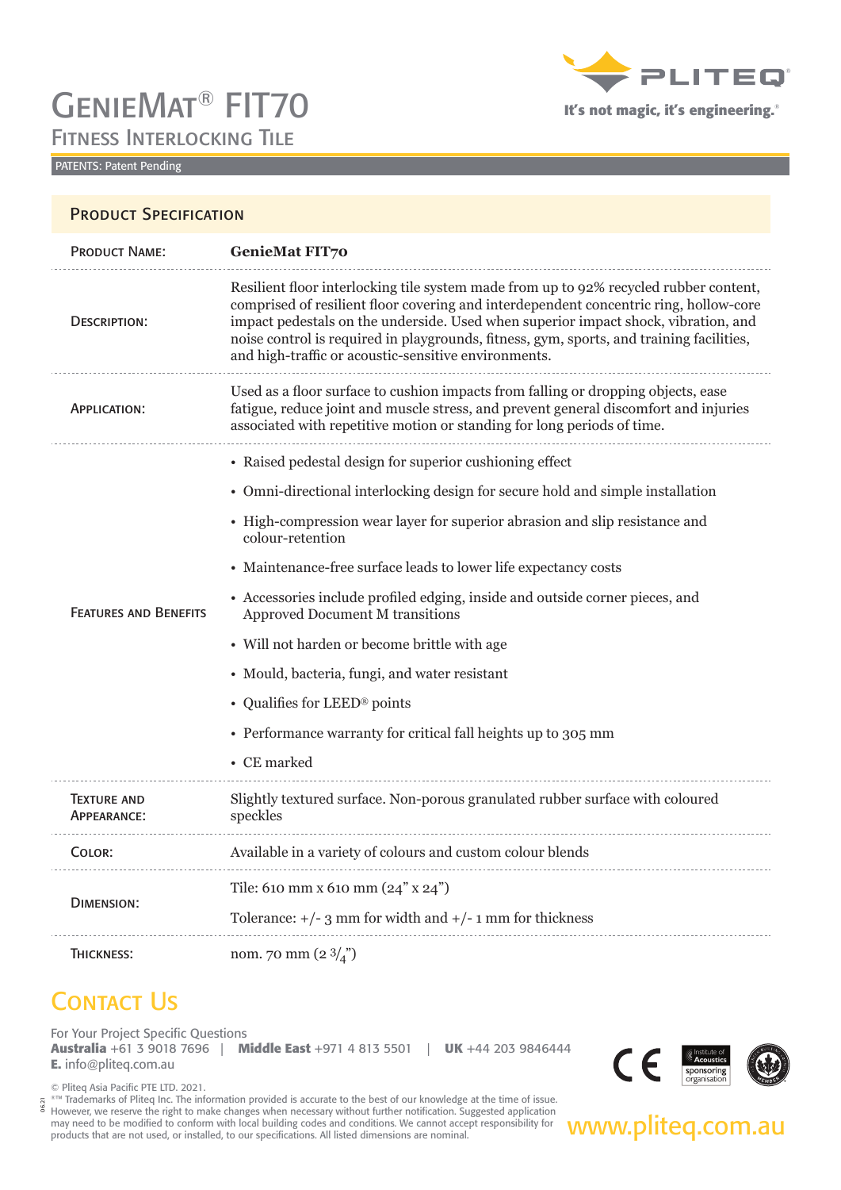# GenieMat® FIT70

## Fitness Interlocking Tile

PATENTS: Patent Pending

PLITEQ®
It's not magic, it's engineering.®

## Product Specification

| | |
|---|---|
| **Product Name:** | **GenieMat FIT70** |
| **Description:** | Resilient floor interlocking tile system made from up to 92% recycled rubber content, comprised of resilient floor covering and interdependent concentric ring, hollow-core impact pedestals on the underside. Used when superior impact shock, vibration, and noise control is required in playgrounds, fitness, gym, sports, and training facilities, and high-traffic or acoustic-sensitive environments. |
| **Application:** | Used as a floor surface to cushion impacts from falling or dropping objects, ease fatigue, reduce joint and muscle stress, and prevent general discomfort and injuries associated with repetitive motion or standing for long periods of time. |
| **Features and Benefits** | • Raised pedestal design for superior cushioning effect<br>• Omni-directional interlocking design for secure hold and simple installation<br>• High-compression wear layer for superior abrasion and slip resistance and colour-retention<br>• Maintenance-free surface leads to lower life expectancy costs<br>• Accessories include profiled edging, inside and outside corner pieces, and Approved Document M transitions<br>• Will not harden or become brittle with age<br>• Mould, bacteria, fungi, and water resistant<br>• Qualifies for LEED® points<br>• Performance warranty for critical fall heights up to 305 mm<br>• CE marked |
| **Texture and Appearance:** | Slightly textured surface. Non-porous granulated rubber surface with coloured speckles |
| **Color:** | Available in a variety of colours and custom colour blends |
| **Dimension:** | Tile: 610 mm x 610 mm (24" x 24")<br>Tolerance: +/- 3 mm for width and +/- 1 mm for thickness |
| **Thickness:** | nom. 70 mm (2 3/4") |

## Contact Us

For Your Project Specific Questions
**Australia** +61 3 9018 7696 | **Middle East** +971 4 813 5501 | **UK** +44 203 9846444
**E.** info@pliteq.com.au

© Pliteq Asia Pacific PTE LTD. 2021.
®™ Trademarks of Pliteq Inc. The information provided is accurate to the best of our knowledge at the time of issue. However, we reserve the right to make changes when necessary without further notification. Suggested application may need to be modified to conform with local building codes and conditions. We cannot accept responsibility for products that are not used, or installed, to our specifications. All listed dimensions are nominal.

06.21

Institute of Acoustics sponsoring organisation

www.pliteq.com.au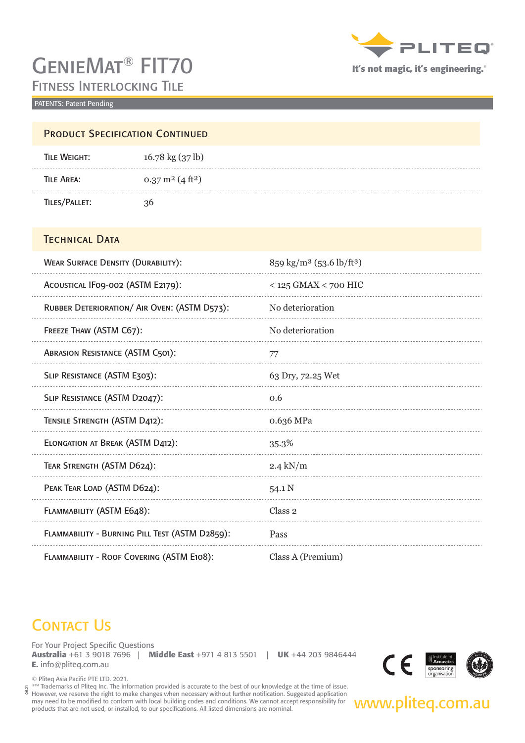# GenieMat® FIT70

## Fitness Interlocking Tile

PATENTS: Patent Pending

It's not magic, it's engineering.®

### Product Specification Continued

| | |
|---|---|
| Tile Weight: | 16.78 kg (37 lb) |
| Tile Area: | 0.37 m² (4 ft²) |
| Tiles/Pallet: | 36 |

### Technical Data

| | |
|---|---|
| Wear Surface Density (Durability): | 859 kg/m³ (53.6 lb/ft³) |
| Acoustical IF09-002 (ASTM E2179): | < 125 GMAX < 700 HIC |
| Rubber Deterioration/ Air Oven: (ASTM D573): | No deterioration |
| Freeze Thaw (ASTM C67): | No deterioration |
| Abrasion Resistance (ASTM C501): | 77 |
| Slip Resistance (ASTM E303): | 63 Dry, 72.25 Wet |
| Slip Resistance (ASTM D2047): | 0.6 |
| Tensile Strength (ASTM D412): | 0.636 MPa |
| Elongation at Break (ASTM D412): | 35.3% |
| Tear Strength (ASTM D624): | 2.4 kN/m |
| Peak Tear Load (ASTM D624): | 54.1 N |
| Flammability (ASTM E648): | Class 2 |
| Flammability - Burning Pill Test (ASTM D2859): | Pass |
| Flammability - Roof Covering (ASTM E108): | Class A (Premium) |

## Contact Us

For Your Project Specific Questions
**Australia** +61 3 9018 7696 | **Middle East** +971 4 813 5501 | **UK** +44 203 9846444
**E.** info@pliteq.com.au

© Pliteq Asia Pacific PTE LTD. 2021.
®™ Trademarks of Pliteq Inc. The information provided is accurate to the best of our knowledge at the time of issue. However, we reserve the right to make changes when necessary without further notification. Suggested application may need to be modified to conform with local building codes and conditions. We cannot accept responsibility for products that are not used, or installed, to our specifications. All listed dimensions are nominal.

Institute of Acoustics sponsoring organisation

www.pliteq.com.au